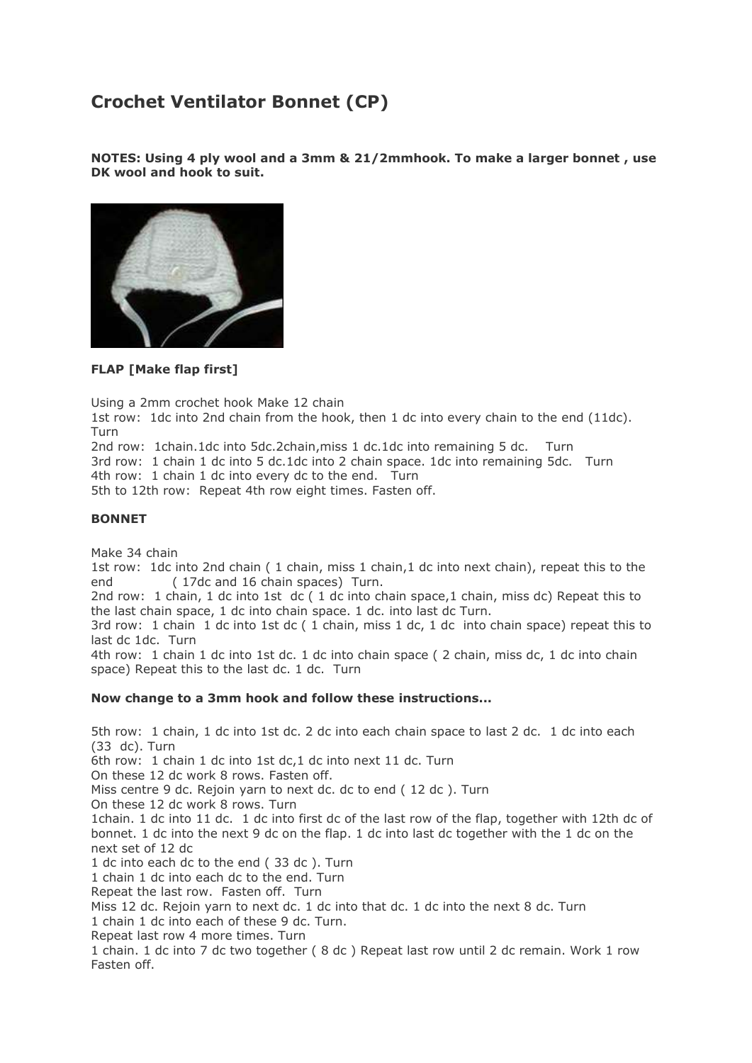# Crochet Ventilator Bonnet (CP)

**NOTES: Using 4 ply wool and a 3mm & 21/2mmhook. To make a larger bonnet , use DK wool and hook to suit.**

**FLAP [Make flap first]**

Using a 2mm crochet hook Make 12 chain
1st row: 1dc into 2nd chain from the hook, then 1 dc into every chain to the end (11dc). Turn
2nd row: 1chain.1dc into 5dc.2chain,miss 1 dc.1dc into remaining 5 dc. Turn
3rd row: 1 chain 1 dc into 5 dc.1dc into 2 chain space. 1dc into remaining 5dc. Turn
4th row: 1 chain 1 dc into every dc to the end. Turn
5th to 12th row: Repeat 4th row eight times. Fasten off.

**BONNET**

Make 34 chain
1st row: 1dc into 2nd chain ( 1 chain, miss 1 chain,1 dc into next chain), repeat this to the end ( 17dc and 16 chain spaces) Turn.
2nd row: 1 chain, 1 dc into 1st dc ( 1 dc into chain space,1 chain, miss dc) Repeat this to the last chain space, 1 dc into chain space. 1 dc. into last dc Turn.
3rd row: 1 chain 1 dc into 1st dc ( 1 chain, miss 1 dc, 1 dc into chain space) repeat this to last dc 1dc. Turn
4th row: 1 chain 1 dc into 1st dc. 1 dc into chain space ( 2 chain, miss dc, 1 dc into chain space) Repeat this to the last dc. 1 dc. Turn

**Now change to a 3mm hook and follow these instructions...**

5th row: 1 chain, 1 dc into 1st dc. 2 dc into each chain space to last 2 dc. 1 dc into each (33 dc). Turn
6th row: 1 chain 1 dc into 1st dc,1 dc into next 11 dc. Turn
On these 12 dc work 8 rows. Fasten off.
Miss centre 9 dc. Rejoin yarn to next dc. dc to end ( 12 dc ). Turn
On these 12 dc work 8 rows. Turn
1chain. 1 dc into 11 dc. 1 dc into first dc of the last row of the flap, together with 12th dc of bonnet. 1 dc into the next 9 dc on the flap. 1 dc into last dc together with the 1 dc on the next set of 12 dc
1 dc into each dc to the end ( 33 dc ). Turn
1 chain 1 dc into each dc to the end. Turn
Repeat the last row. Fasten off. Turn
Miss 12 dc. Rejoin yarn to next dc. 1 dc into that dc. 1 dc into the next 8 dc. Turn
1 chain 1 dc into each of these 9 dc. Turn.
Repeat last row 4 more times. Turn
1 chain. 1 dc into 7 dc two together ( 8 dc ) Repeat last row until 2 dc remain. Work 1 row
Fasten off.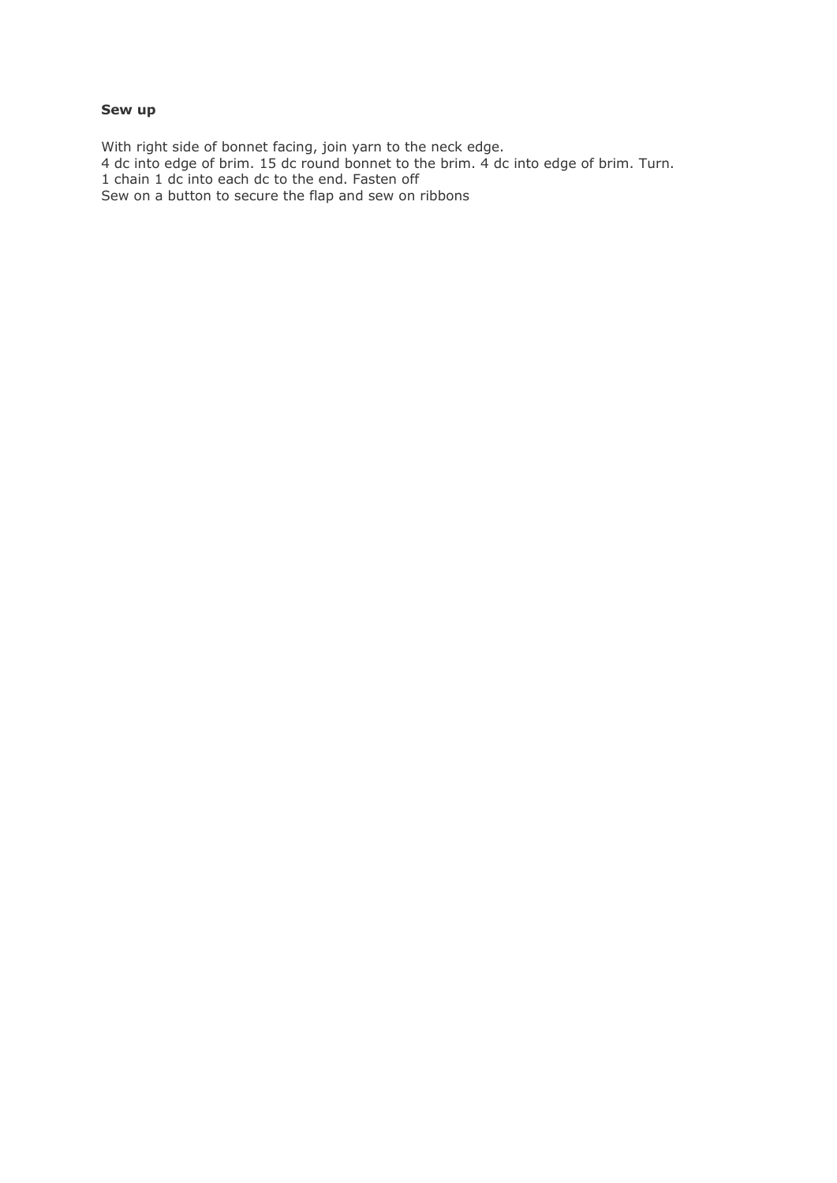**Sew up**

With right side of bonnet facing, join yarn to the neck edge.
4 dc into edge of brim. 15 dc round bonnet to the brim. 4 dc into edge of brim. Turn.
1 chain 1 dc into each dc to the end. Fasten off
Sew on a button to secure the flap and sew on ribbons